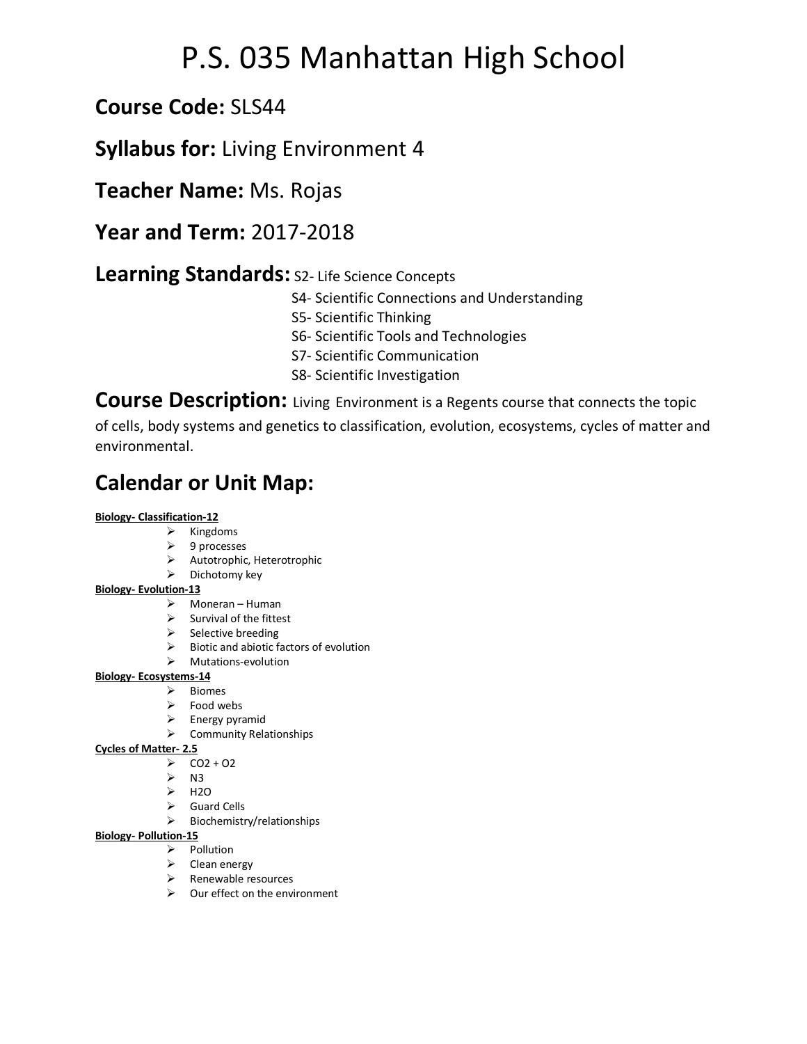# P.S. 035 Manhattan High School

**Course Code:** SLS44

**Syllabus for:** Living Environment 4

**Teacher Name:** Ms. Rojas

**Year and Term:** 2017-2018

**Learning Standards:** S2- Life Science Concepts
S4- Scientific Connections and Understanding
S5- Scientific Thinking
S6- Scientific Tools and Technologies
S7- Scientific Communication
S8- Scientific Investigation

**Course Description:** Living Environment is a Regents course that connects the topic of cells, body systems and genetics to classification, evolution, ecosystems, cycles of matter and environmental.

## Calendar or Unit Map:

**Biology- Classification-12**

- Kingdoms
- 9 processes
- Autotrophic, Heterotrophic
- Dichotomy key

**Biology- Evolution-13**

- Moneran – Human
- Survival of the fittest
- Selective breeding
- Biotic and abiotic factors of evolution
- Mutations-evolution

**Biology- Ecosystems-14**

- Biomes
- Food webs
- Energy pyramid
- Community Relationships

**Cycles of Matter- 2.5**

- $CO2 + O2$
- N3
- H2O
- Guard Cells
- Biochemistry/relationships

**Biology- Pollution-15**

- Pollution
- Clean energy
- Renewable resources
- Our effect on the environment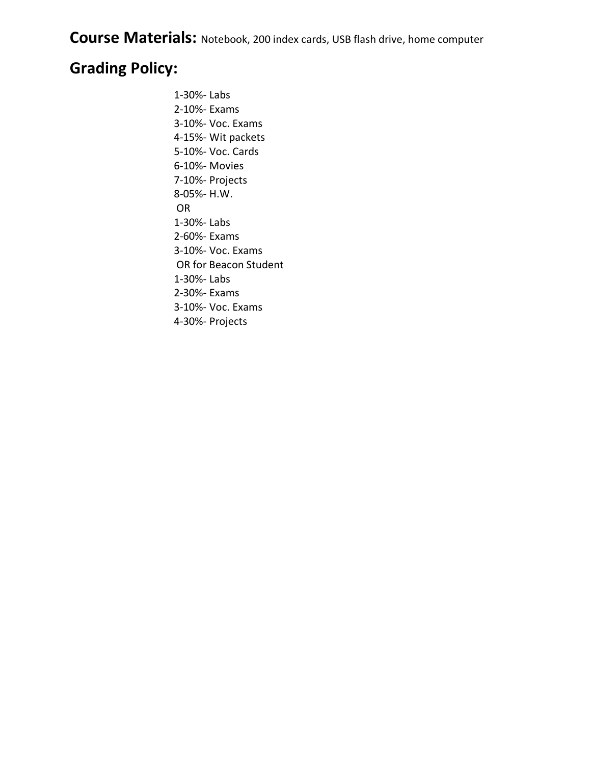**Course Materials:** Notebook, 200 index cards, USB flash drive, home computer

## Grading Policy:

1-30%- Labs
2-10%- Exams
3-10%- Voc. Exams
4-15%- Wit packets
5-10%- Voc. Cards
6-10%- Movies
7-10%- Projects
8-05%- H.W.

OR

1-30%- Labs
2-60%- Exams
3-10%- Voc. Exams

OR for Beacon Student

1-30%- Labs
2-30%- Exams
3-10%- Voc. Exams
4-30%- Projects